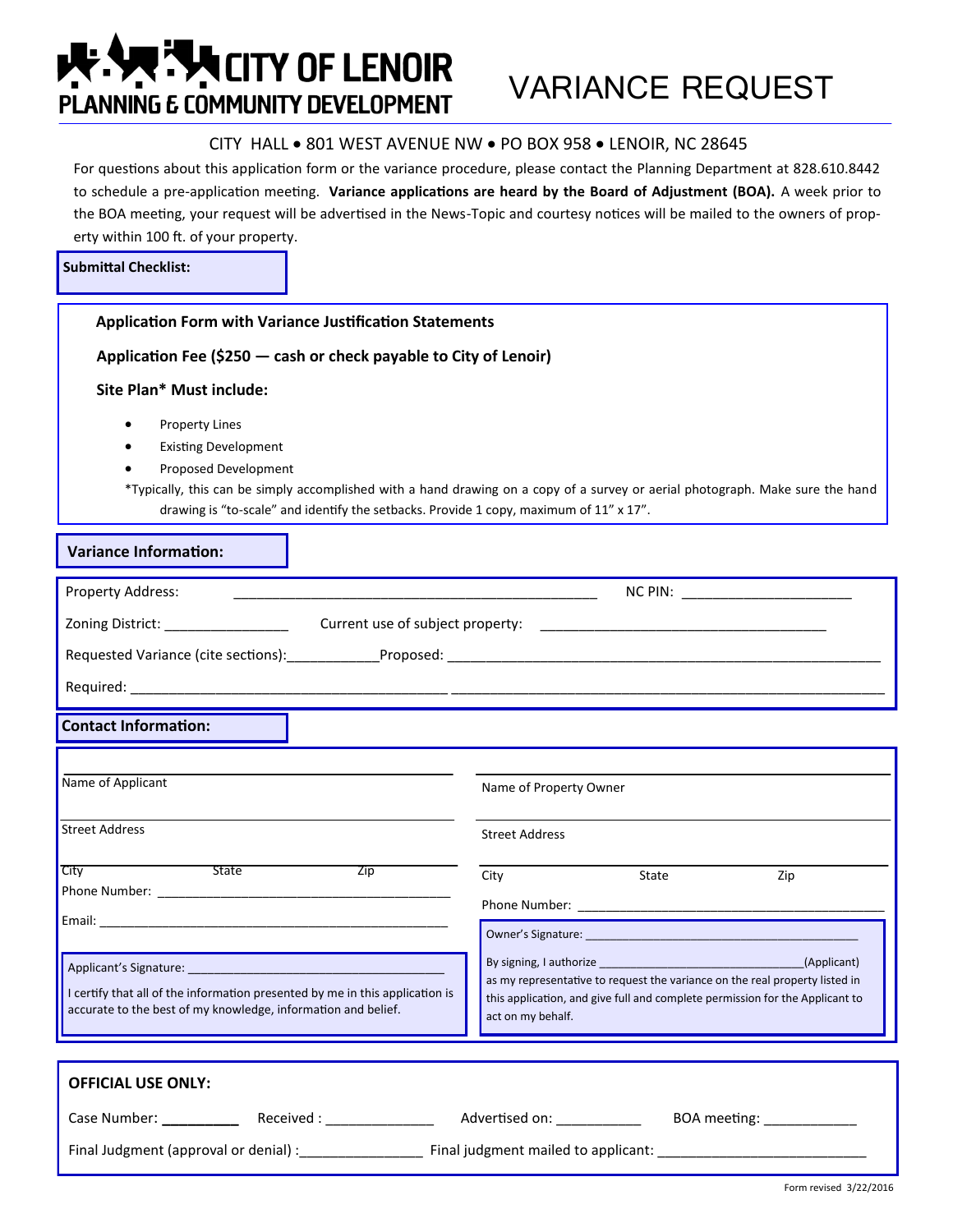# CITY OF LENOIR
## PLANNING & COMMUNITY DEVELOPMENT

# VARIANCE REQUEST

CITY HALL • 801 WEST AVENUE NW • PO BOX 958 • LENOIR, NC 28645

For questions about this application form or the variance procedure, please contact the Planning Department at 828.610.8442 to schedule a pre-application meeting. **Variance applications are heard by the Board of Adjustment (BOA).** A week prior to the BOA meeting, your request will be advertised in the News-Topic and courtesy notices will be mailed to the owners of property within 100 ft. of your property.

**Submittal Checklist:**

**Application Form with Variance Justification Statements**

**Application Fee ($250 — cash or check payable to City of Lenoir)**

**Site Plan* Must include:**

- Property Lines
- Existing Development
- Proposed Development

*Typically, this can be simply accomplished with a hand drawing on a copy of a survey or aerial photograph. Make sure the hand drawing is "to-scale" and identify the setbacks. Provide 1 copy, maximum of 11" x 17".

**Variance Information:**

Property Address: _______________________________________________ NC PIN: ______________________

Zoning District: ________________ Current use of subject property: _____________________________________

Requested Variance (cite sections):____________Proposed: ____________________________________________________________

Required: __________________________________________ __________________________________________________________

**Contact Information:**

Name of Applicant

Street Address

City State Zip

Phone Number: ___________________________________________

Email: ___________________________________________________

Applicant's Signature: ______________________________________

I certify that all of the information presented by me in this application is accurate to the best of my knowledge, information and belief.

Name of Property Owner

Street Address

City State Zip

Phone Number: ____________________________________________

Owner's Signature: __________________________________________

By signing, I authorize ________________________________(Applicant) as my representative to request the variance on the real property listed in this application, and give full and complete permission for the Applicant to act on my behalf.

**OFFICIAL USE ONLY:**

Case Number: __________ Received : ______________ Advertised on: ___________ BOA meeting: ____________

Final Judgment (approval or denial) :________________ Final judgment mailed to applicant: ___________________________

Form revised 3/22/2016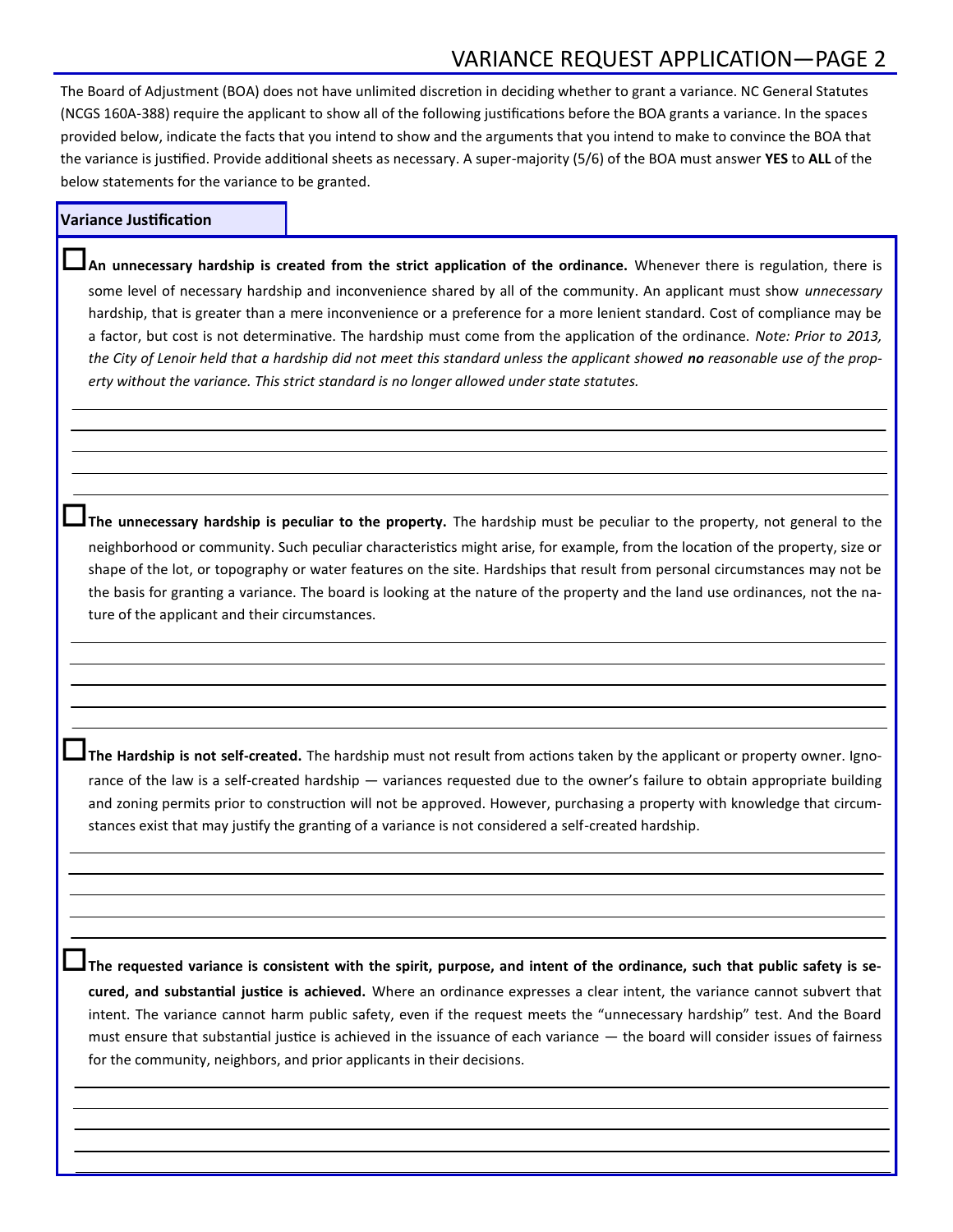# VARIANCE REQUEST APPLICATION—PAGE 2

The Board of Adjustment (BOA) does not have unlimited discretion in deciding whether to grant a variance. NC General Statutes (NCGS 160A-388) require the applicant to show all of the following justifications before the BOA grants a variance. In the spaces provided below, indicate the facts that you intend to show and the arguments that you intend to make to convince the BOA that the variance is justified. Provide additional sheets as necessary. A super-majority (5/6) of the BOA must answer **YES** to **ALL** of the below statements for the variance to be granted.

## Variance Justification

☐ **An unnecessary hardship is created from the strict application of the ordinance.** Whenever there is regulation, there is some level of necessary hardship and inconvenience shared by all of the community. An applicant must show *unnecessary* hardship, that is greater than a mere inconvenience or a preference for a more lenient standard. Cost of compliance may be a factor, but cost is not determinative. The hardship must come from the application of the ordinance. *Note: Prior to 2013, the City of Lenoir held that a hardship did not meet this standard unless the applicant showed **no** reasonable use of the property without the variance. This strict standard is no longer allowed under state statutes.*

______________________________________________________________________

______________________________________________________________________

______________________________________________________________________

______________________________________________________________________

______________________________________________________________________

☐ **The unnecessary hardship is peculiar to the property.** The hardship must be peculiar to the property, not general to the neighborhood or community. Such peculiar characteristics might arise, for example, from the location of the property, size or shape of the lot, or topography or water features on the site. Hardships that result from personal circumstances may not be the basis for granting a variance. The board is looking at the nature of the property and the land use ordinances, not the nature of the applicant and their circumstances.

______________________________________________________________________

______________________________________________________________________

______________________________________________________________________

______________________________________________________________________

______________________________________________________________________

☐ **The Hardship is not self-created.** The hardship must not result from actions taken by the applicant or property owner. Ignorance of the law is a self-created hardship — variances requested due to the owner's failure to obtain appropriate building and zoning permits prior to construction will not be approved. However, purchasing a property with knowledge that circumstances exist that may justify the granting of a variance is not considered a self-created hardship.

______________________________________________________________________

______________________________________________________________________

______________________________________________________________________

______________________________________________________________________

______________________________________________________________________

☐ **The requested variance is consistent with the spirit, purpose, and intent of the ordinance, such that public safety is secured, and substantial justice is achieved.** Where an ordinance expresses a clear intent, the variance cannot subvert that intent. The variance cannot harm public safety, even if the request meets the "unnecessary hardship" test. And the Board must ensure that substantial justice is achieved in the issuance of each variance — the board will consider issues of fairness for the community, neighbors, and prior applicants in their decisions.

______________________________________________________________________

______________________________________________________________________

______________________________________________________________________

______________________________________________________________________

______________________________________________________________________